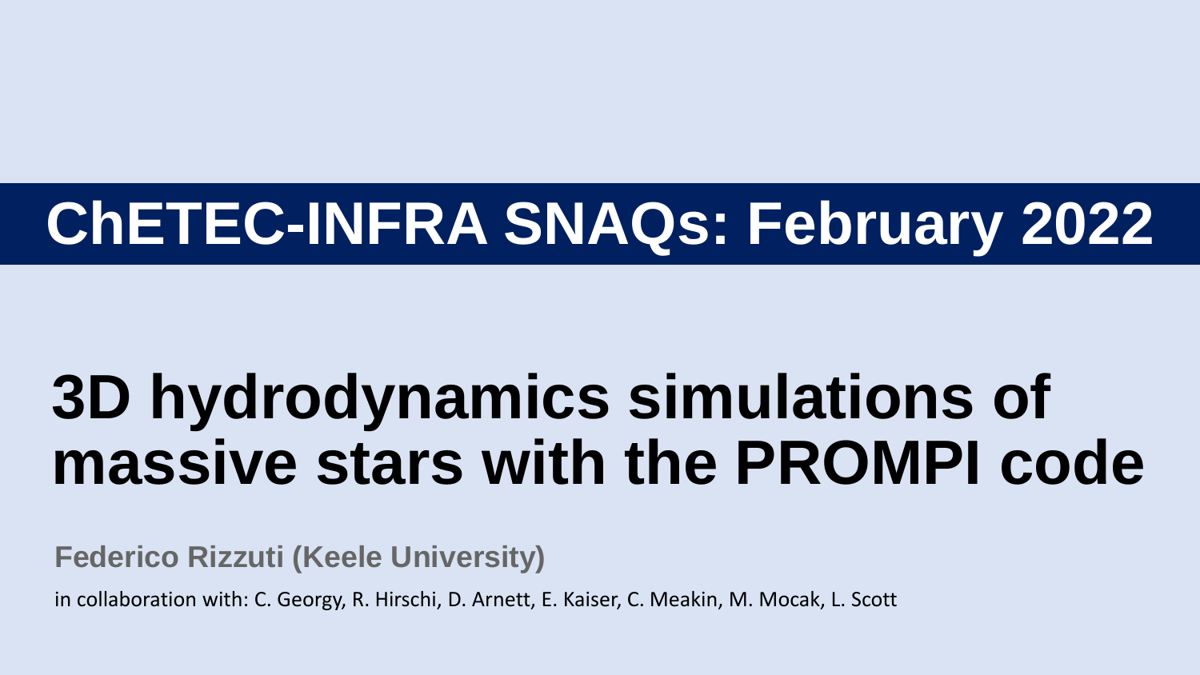## ChETEC-INFRA SNAQs: February 2022

# 3D hydrodynamics simulations of massive stars with the PROMPI code

**Federico Rizzuti (Keele University)**

in collaboration with: C. Georgy, R. Hirschi, D. Arnett, E. Kaiser, C. Meakin, M. Mocak, L. Scott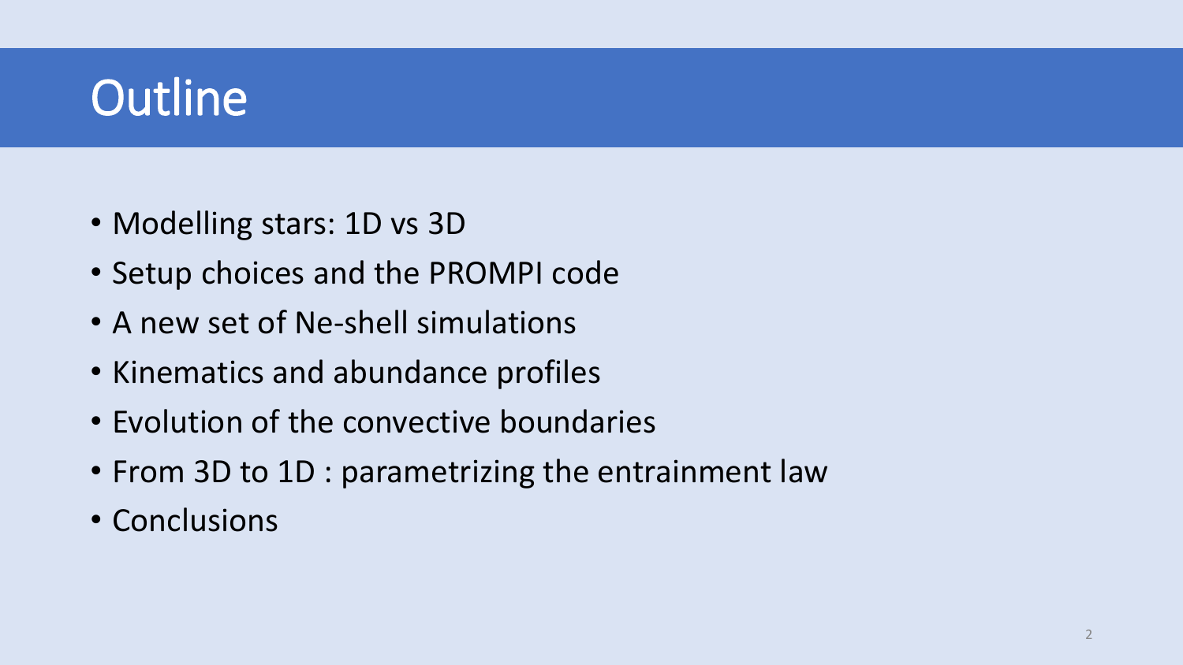# Outline

- Modelling stars: 1D vs 3D
- Setup choices and the PROMPI code
- A new set of Ne-shell simulations
- Kinematics and abundance profiles
- Evolution of the convective boundaries
- From 3D to 1D : parametrizing the entrainment law
- Conclusions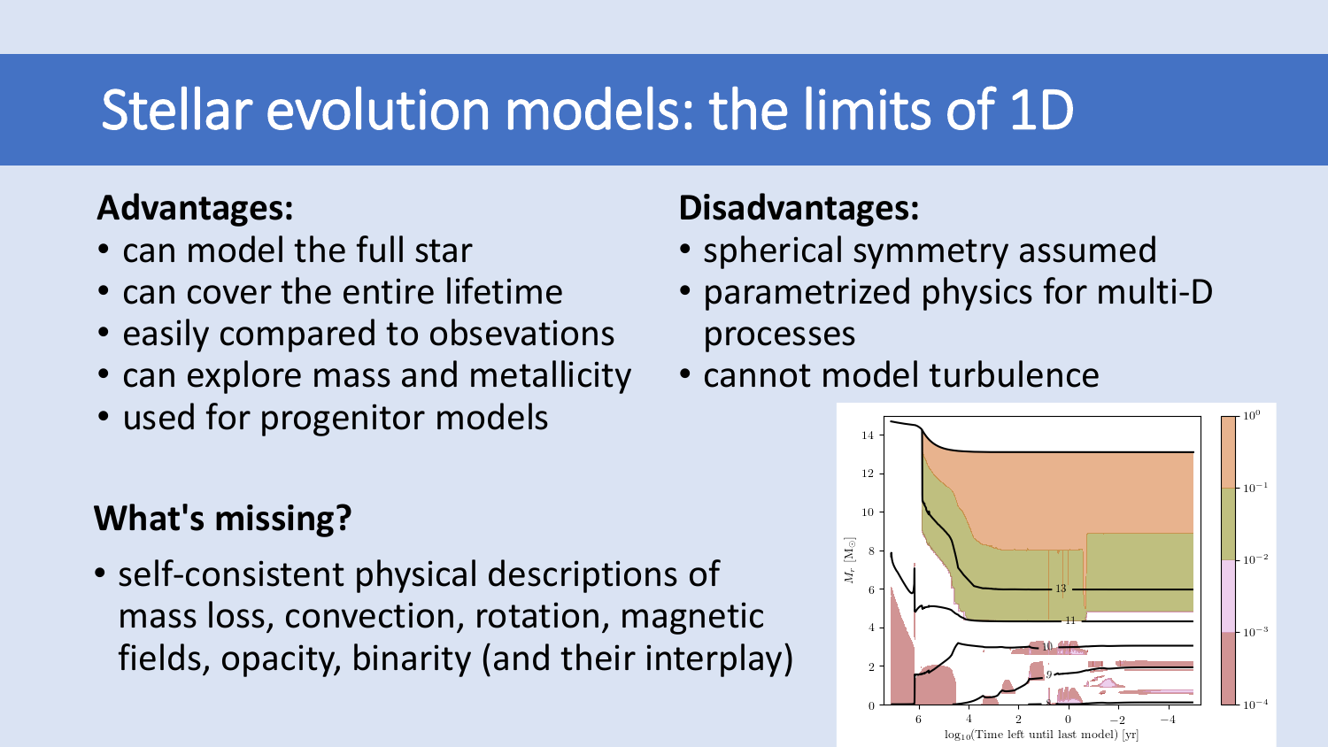# Stellar evolution models: the limits of 1D

**Advantages:**

- can model the full star
- can cover the entire lifetime
- easily compared to obsevations
- can explore mass and metallicity
- used for progenitor models

**Disadvantages:**

- spherical symmetry assumed
- parametrized physics for multi-D processes
- cannot model turbulence

**What's missing?**

- self-consistent physical descriptions of mass loss, convection, rotation, magnetic fields, opacity, binarity (and their interplay)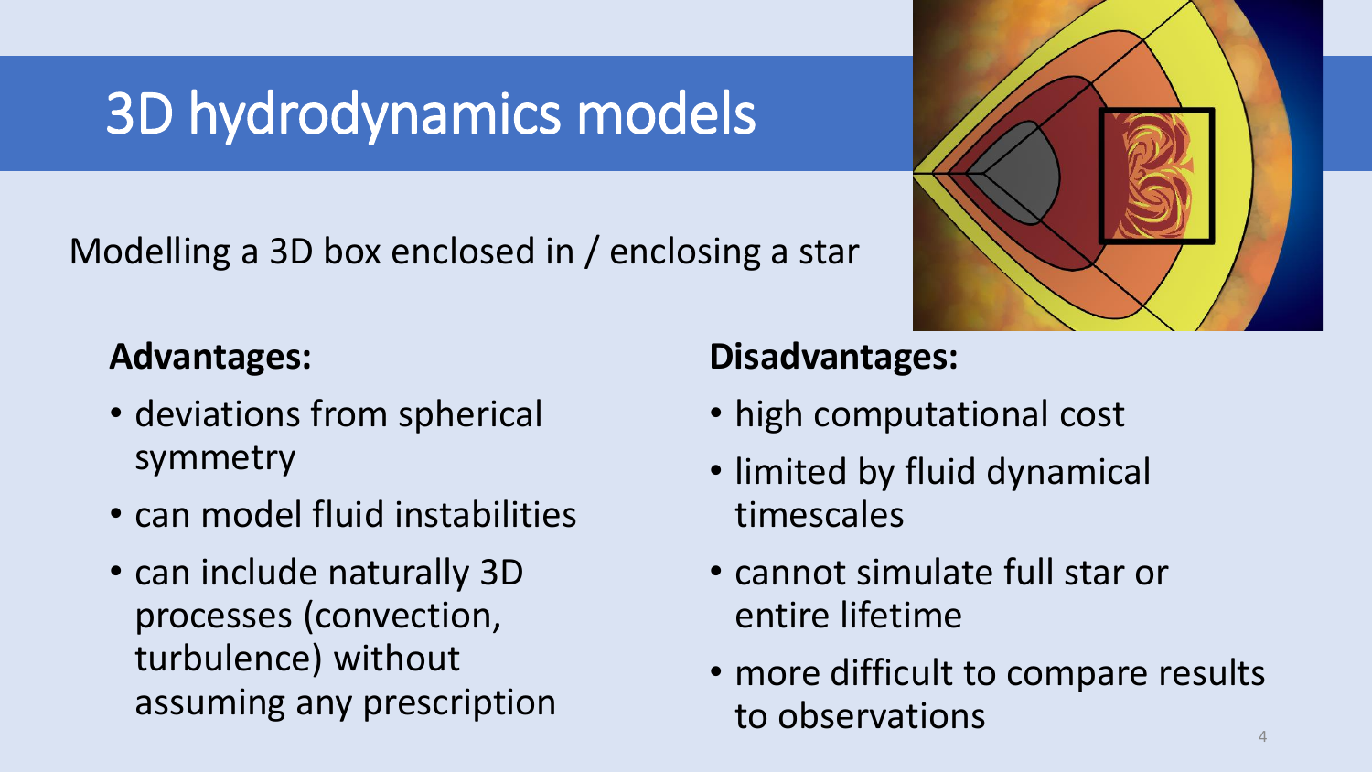# 3D hydrodynamics models

Modelling a 3D box enclosed in / enclosing a star

**Advantages:**

- deviations from spherical symmetry
- can model fluid instabilities
- can include naturally 3D processes (convection, turbulence) without assuming any prescription

**Disadvantages:**

- high computational cost
- limited by fluid dynamical timescales
- cannot simulate full star or entire lifetime
- more difficult to compare results to observations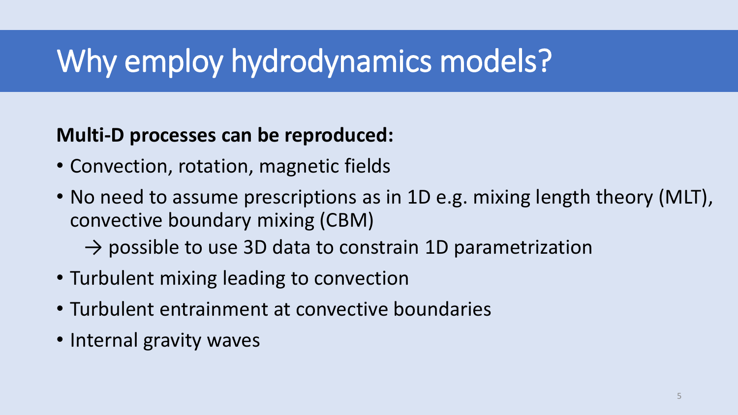# Why employ hydrodynamics models?

**Multi-D processes can be reproduced:**

- Convection, rotation, magnetic fields
- No need to assume prescriptions as in 1D e.g. mixing length theory (MLT), convective boundary mixing (CBM)

  → possible to use 3D data to constrain 1D parametrization
- Turbulent mixing leading to convection
- Turbulent entrainment at convective boundaries
- Internal gravity waves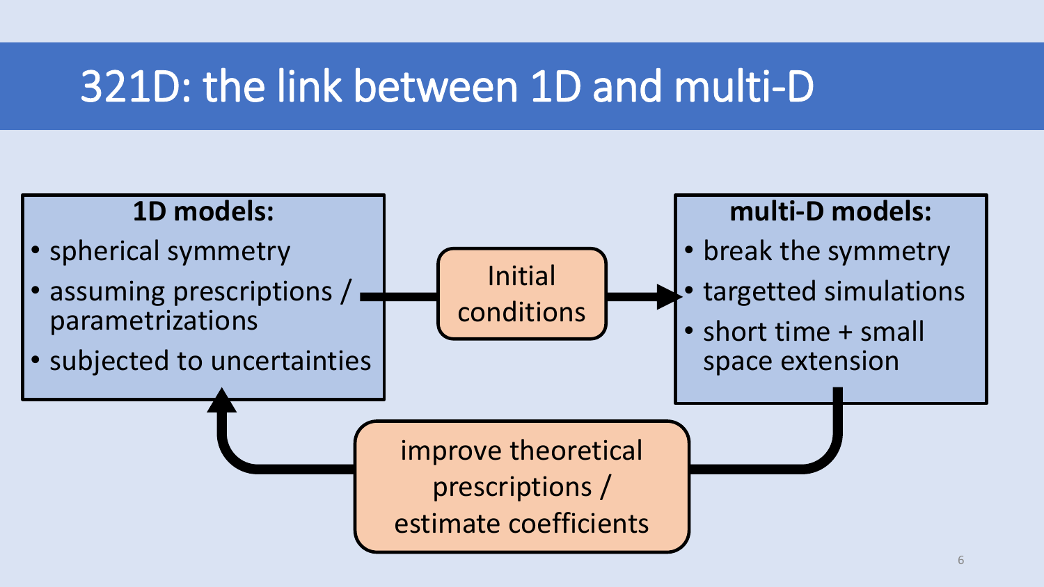# 321D: the link between 1D and multi-D

**1D models:**

- spherical symmetry
- assuming prescriptions / parametrizations
- subjected to uncertainties

Initial conditions

**multi-D models:**

- break the symmetry
- targetted simulations
- short time + small space extension

improve theoretical prescriptions / estimate coefficients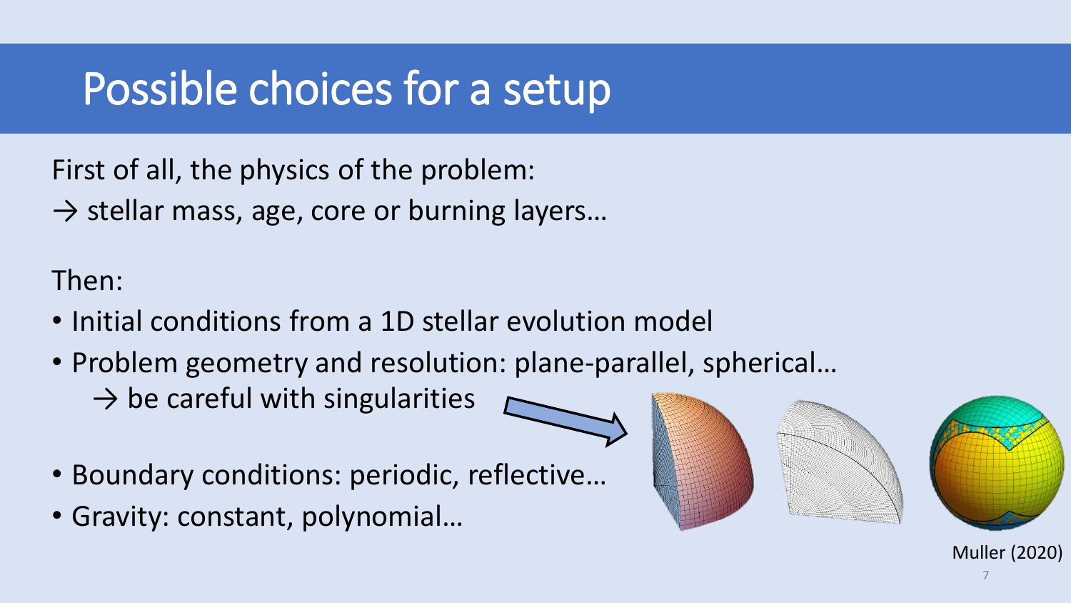# Possible choices for a setup

First of all, the physics of the problem:
→ stellar mass, age, core or burning layers…

Then:

- Initial conditions from a 1D stellar evolution model
- Problem geometry and resolution: plane-parallel, spherical…
  → be careful with singularities
- Boundary conditions: periodic, reflective…
- Gravity: constant, polynomial…

Muller (2020)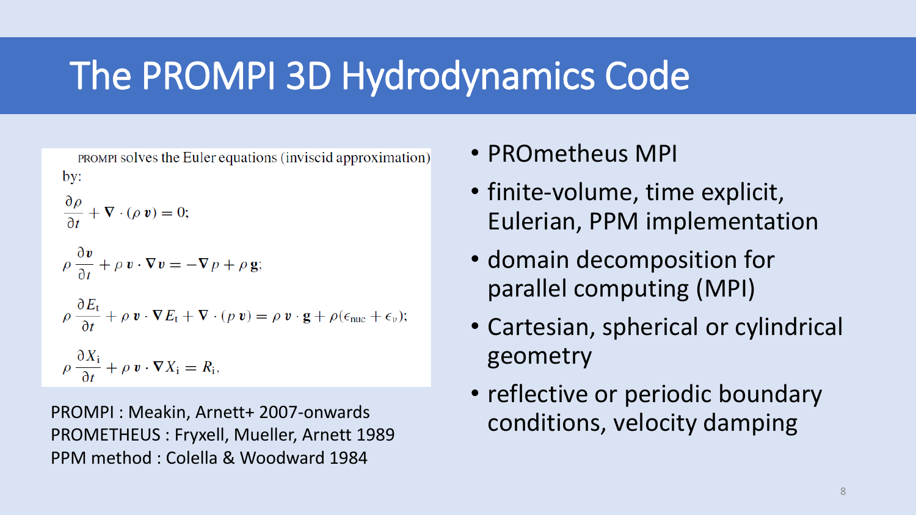# The PROMPI 3D Hydrodynamics Code

PROMPI solves the Euler equations (inviscid approximation) by:

$$\frac{\partial \rho}{\partial t} + \nabla \cdot (\rho\, \boldsymbol{v}) = 0;$$

$$\rho\, \frac{\partial \boldsymbol{v}}{\partial t} + \rho\, \boldsymbol{v} \cdot \nabla \boldsymbol{v} = -\nabla p + \rho\, \mathbf{g};$$

$$\rho\, \frac{\partial E_{\mathrm{t}}}{\partial t} + \rho\, \boldsymbol{v} \cdot \nabla E_{\mathrm{t}} + \nabla \cdot (p\, \boldsymbol{v}) = \rho\, \boldsymbol{v} \cdot \mathbf{g} + \rho(\epsilon_{\mathrm{nuc}} + \epsilon_{\nu});$$

$$\rho\, \frac{\partial X_{\mathrm{i}}}{\partial t} + \rho\, \boldsymbol{v} \cdot \nabla X_{\mathrm{i}} = R_{\mathrm{i}},$$

PROMPI : Meakin, Arnett+ 2007-onwards
PROMETHEUS : Fryxell, Mueller, Arnett 1989
PPM method : Colella & Woodward 1984

- PROmetheus MPI
- finite-volume, time explicit, Eulerian, PPM implementation
- domain decomposition for parallel computing (MPI)
- Cartesian, spherical or cylindrical geometry
- reflective or periodic boundary conditions, velocity damping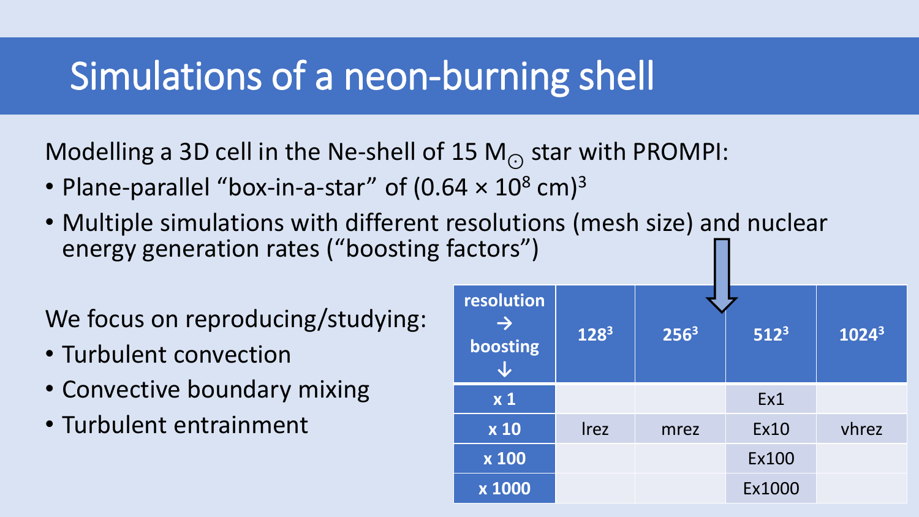# Simulations of a neon-burning shell

Modelling a 3D cell in the Ne-shell of 15 $M_{\odot}$ star with PROMPI:

- Plane-parallel "box-in-a-star" of $(0.64 \times 10^8 \text{ cm})^3$
- Multiple simulations with different resolutions (mesh size) and nuclear energy generation rates ("boosting factors")

We focus on reproducing/studying:

- Turbulent convection
- Convective boundary mixing
- Turbulent entrainment

| resolution → boosting ↓ | $128^3$ | $256^3$ | $512^3$ | $1024^3$ |
|---|---|---|---|---|
| x 1 | | | Ex1 | |
| x 10 | lrez | mrez | Ex10 | vhrez |
| x 100 | | | Ex100 | |
| x 1000 | | | Ex1000 | |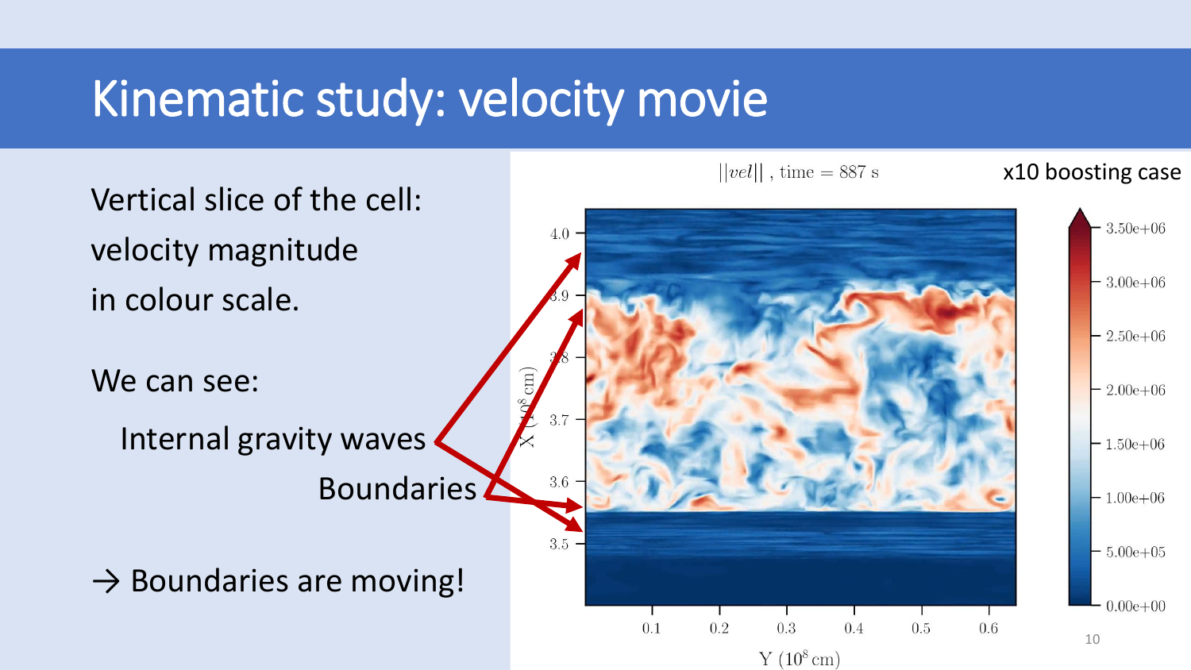# Kinematic study: velocity movie

Vertical slice of the cell:
velocity magnitude
in colour scale.

We can see:

Internal gravity waves

Boundaries

→ Boundaries are moving!

$||vel||$ , time = 887 s

x10 boosting case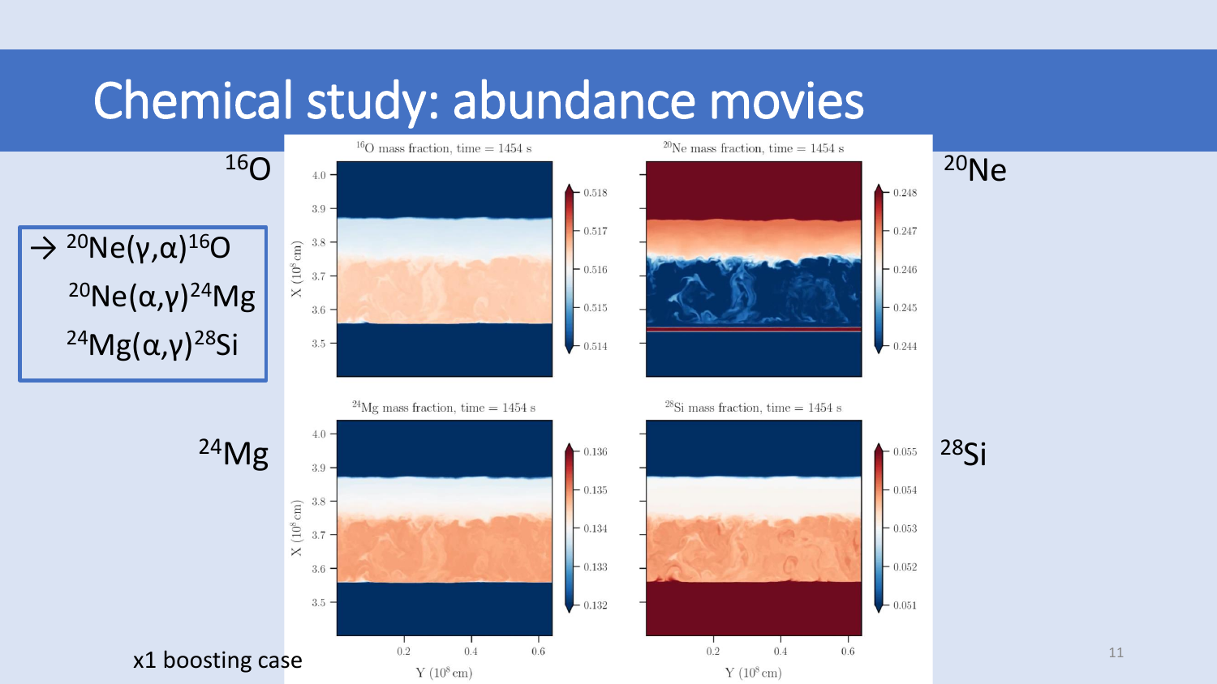# Chemical study: abundance movies

$^{16}O$

- → $^{20}Ne(\gamma,\alpha)^{16}O$
- $^{20}Ne(\alpha,\gamma)^{24}Mg$
- $^{24}Mg(\alpha,\gamma)^{28}Si$

$^{20}Ne$

$^{24}Mg$

$^{28}Si$

$^{16}O$ mass fraction, time = 1454 s

$^{20}Ne$ mass fraction, time = 1454 s

$^{24}Mg$ mass fraction, time = 1454 s

$^{28}Si$ mass fraction, time = 1454 s

x1 boosting case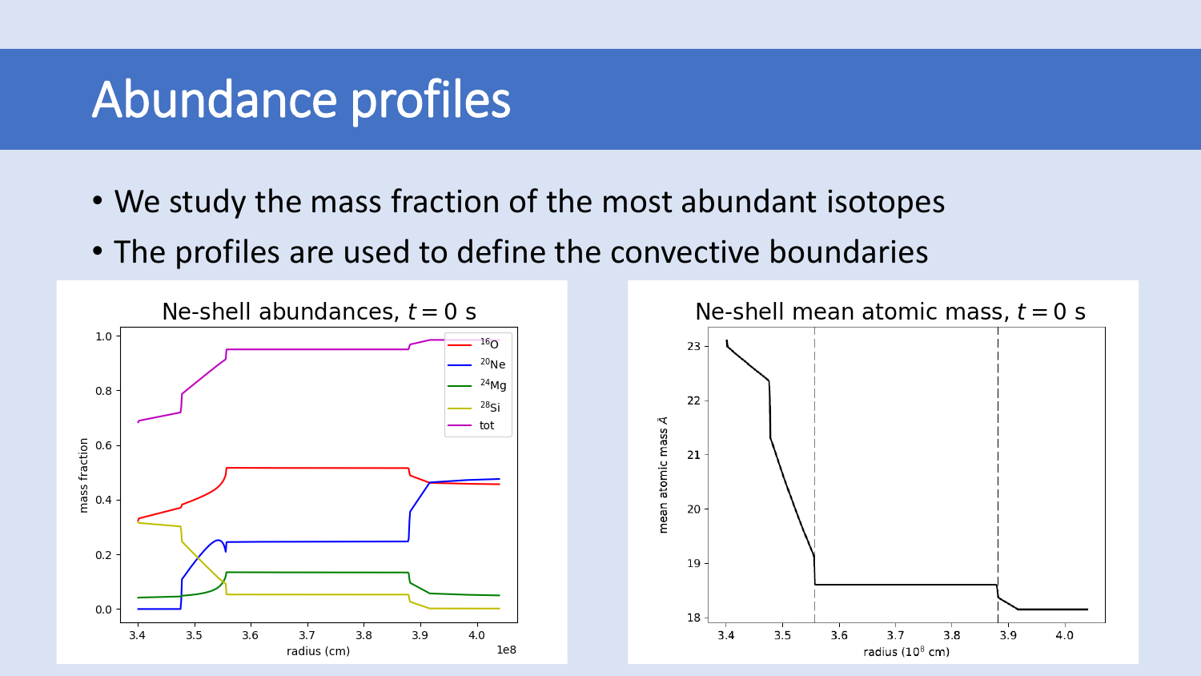# Abundance profiles

- We study the mass fraction of the most abundant isotopes
- The profiles are used to define the convective boundaries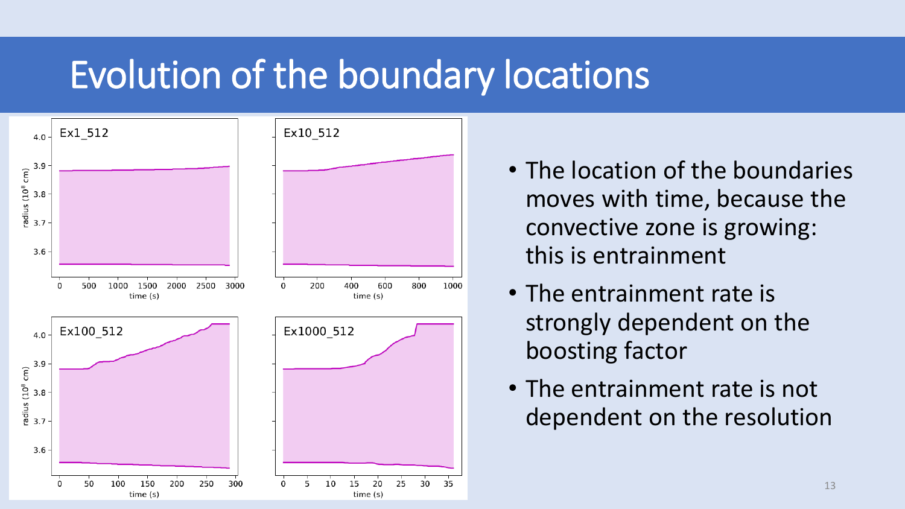# Evolution of the boundary locations

- The location of the boundaries moves with time, because the convective zone is growing: this is entrainment
- The entrainment rate is strongly dependent on the boosting factor
- The entrainment rate is not dependent on the resolution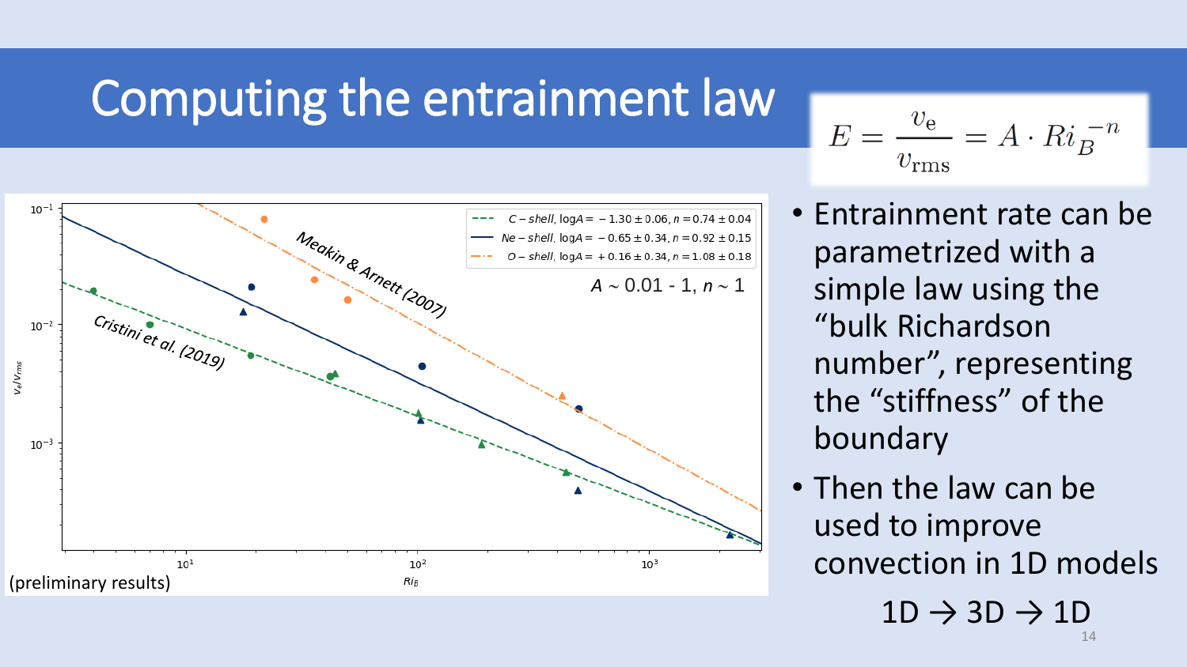# Computing the entrainment law

$$E = \frac{v_\mathrm{e}}{v_\mathrm{rms}} = A \cdot Ri_B^{-n}$$

- Entrainment rate can be parametrized with a simple law using the "bulk Richardson number", representing the "stiffness" of the boundary
- Then the law can be used to improve convection in 1D models

1D → 3D → 1D

(preliminary results)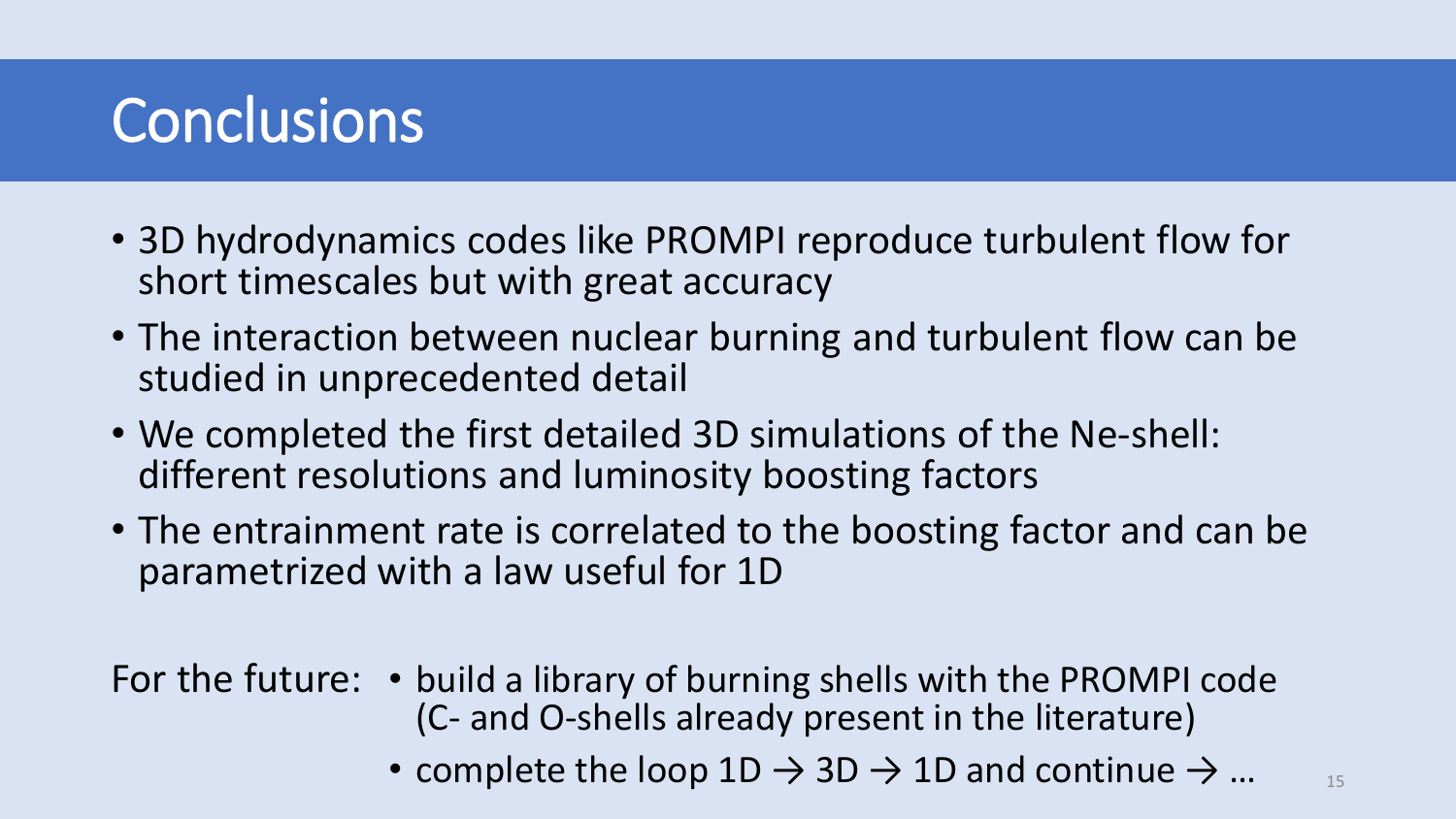# Conclusions

- 3D hydrodynamics codes like PROMPI reproduce turbulent flow for short timescales but with great accuracy
- The interaction between nuclear burning and turbulent flow can be studied in unprecedented detail
- We completed the first detailed 3D simulations of the Ne-shell: different resolutions and luminosity boosting factors
- The entrainment rate is correlated to the boosting factor and can be parametrized with a law useful for 1D

For the future:

- build a library of burning shells with the PROMPI code (C- and O-shells already present in the literature)
- complete the loop 1D → 3D → 1D and continue → …